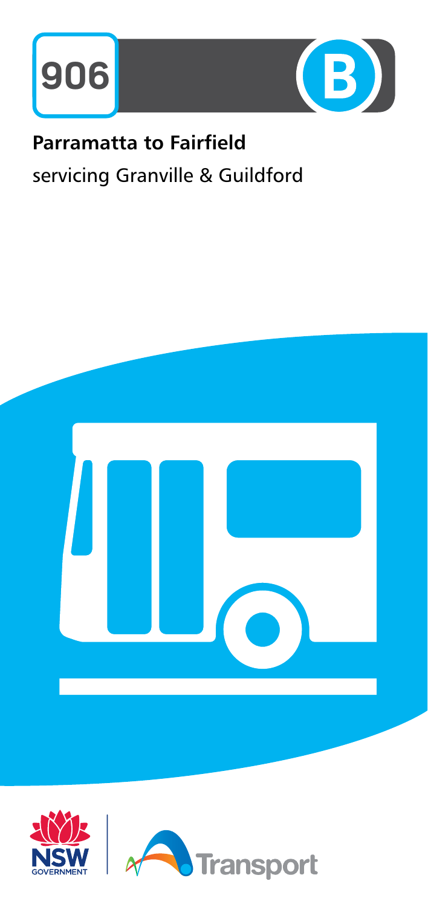# 906

B

## Parramatta to Fairfield

servicing Granville & Guildford

NSW GOVERNMENT

Transport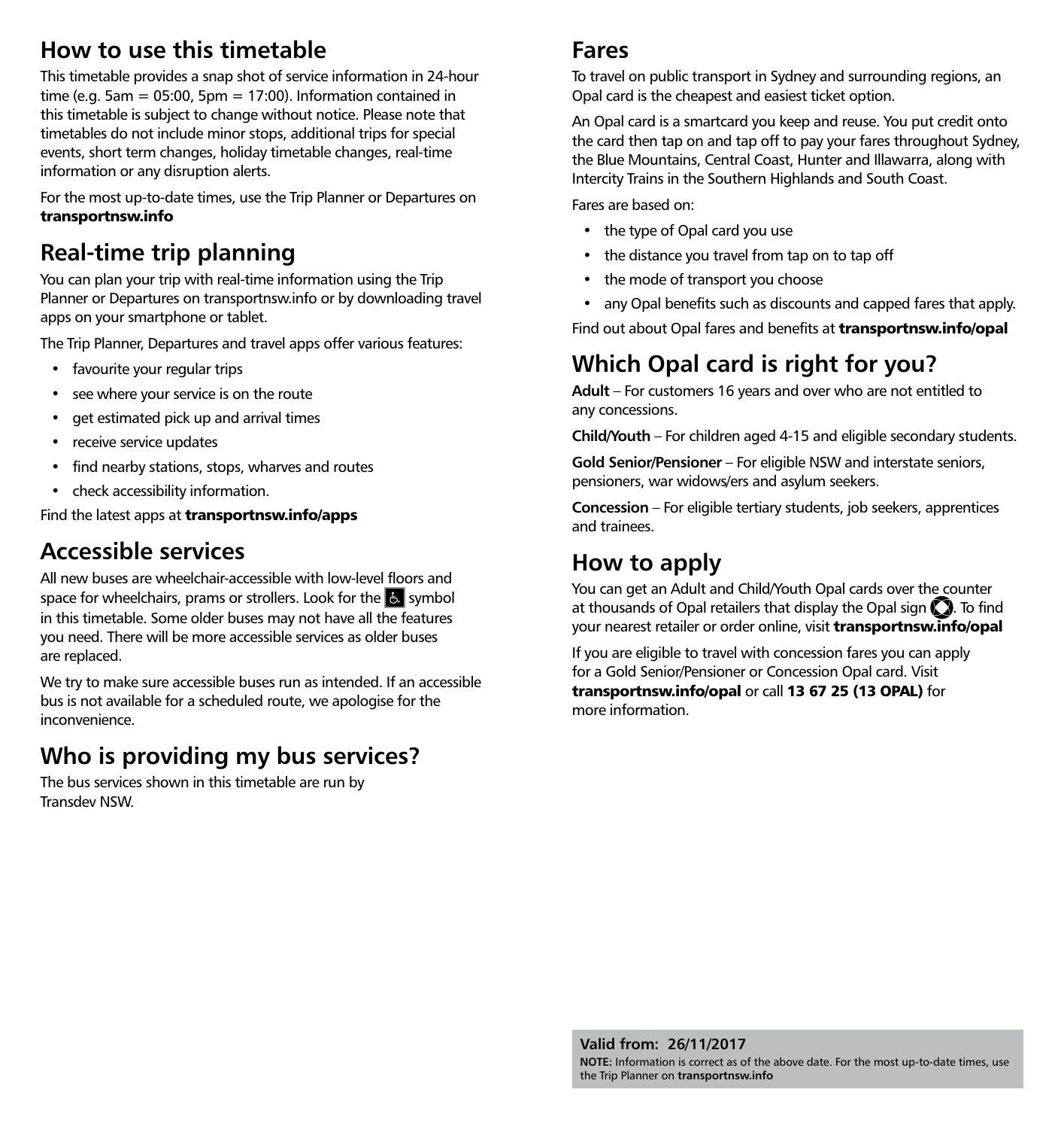## How to use this timetable

This timetable provides a snap shot of service information in 24-hour time (e.g. 5am = 05:00, 5pm = 17:00). Information contained in this timetable is subject to change without notice. Please note that timetables do not include minor stops, additional trips for special events, short term changes, holiday timetable changes, real-time information or any disruption alerts.

For the most up-to-date times, use the Trip Planner or Departures on **transportnsw.info**

## Real-time trip planning

You can plan your trip with real-time information using the Trip Planner or Departures on transportnsw.info or by downloading travel apps on your smartphone or tablet.

The Trip Planner, Departures and travel apps offer various features:

- favourite your regular trips
- see where your service is on the route
- get estimated pick up and arrival times
- receive service updates
- find nearby stations, stops, wharves and routes
- check accessibility information.

Find the latest apps at **transportnsw.info/apps**

## Accessible services

All new buses are wheelchair-accessible with low-level floors and space for wheelchairs, prams or strollers. Look for the ♿ symbol in this timetable. Some older buses may not have all the features you need. There will be more accessible services as older buses are replaced.

We try to make sure accessible buses run as intended. If an accessible bus is not available for a scheduled route, we apologise for the inconvenience.

## Who is providing my bus services?

The bus services shown in this timetable are run by Transdev NSW.

## Fares

To travel on public transport in Sydney and surrounding regions, an Opal card is the cheapest and easiest ticket option.

An Opal card is a smartcard you keep and reuse. You put credit onto the card then tap on and tap off to pay your fares throughout Sydney, the Blue Mountains, Central Coast, Hunter and Illawarra, along with Intercity Trains in the Southern Highlands and South Coast.

Fares are based on:

- the type of Opal card you use
- the distance you travel from tap on to tap off
- the mode of transport you choose
- any Opal benefits such as discounts and capped fares that apply.

Find out about Opal fares and benefits at **transportnsw.info/opal**

## Which Opal card is right for you?

**Adult** – For customers 16 years and over who are not entitled to any concessions.

**Child/Youth** – For children aged 4-15 and eligible secondary students.

**Gold Senior/Pensioner** – For eligible NSW and interstate seniors, pensioners, war widows/ers and asylum seekers.

**Concession** – For eligible tertiary students, job seekers, apprentices and trainees.

## How to apply

You can get an Adult and Child/Youth Opal cards over the counter at thousands of Opal retailers that display the Opal sign. To find your nearest retailer or order online, visit **transportnsw.info/opal**

If you are eligible to travel with concession fares you can apply for a Gold Senior/Pensioner or Concession Opal card. Visit **transportnsw.info/opal** or call **13 67 25 (13 OPAL)** for more information.

**Valid from: 26/11/2017**

**NOTE:** Information is correct as of the above date. For the most up-to-date times, use the Trip Planner on **transportnsw.info**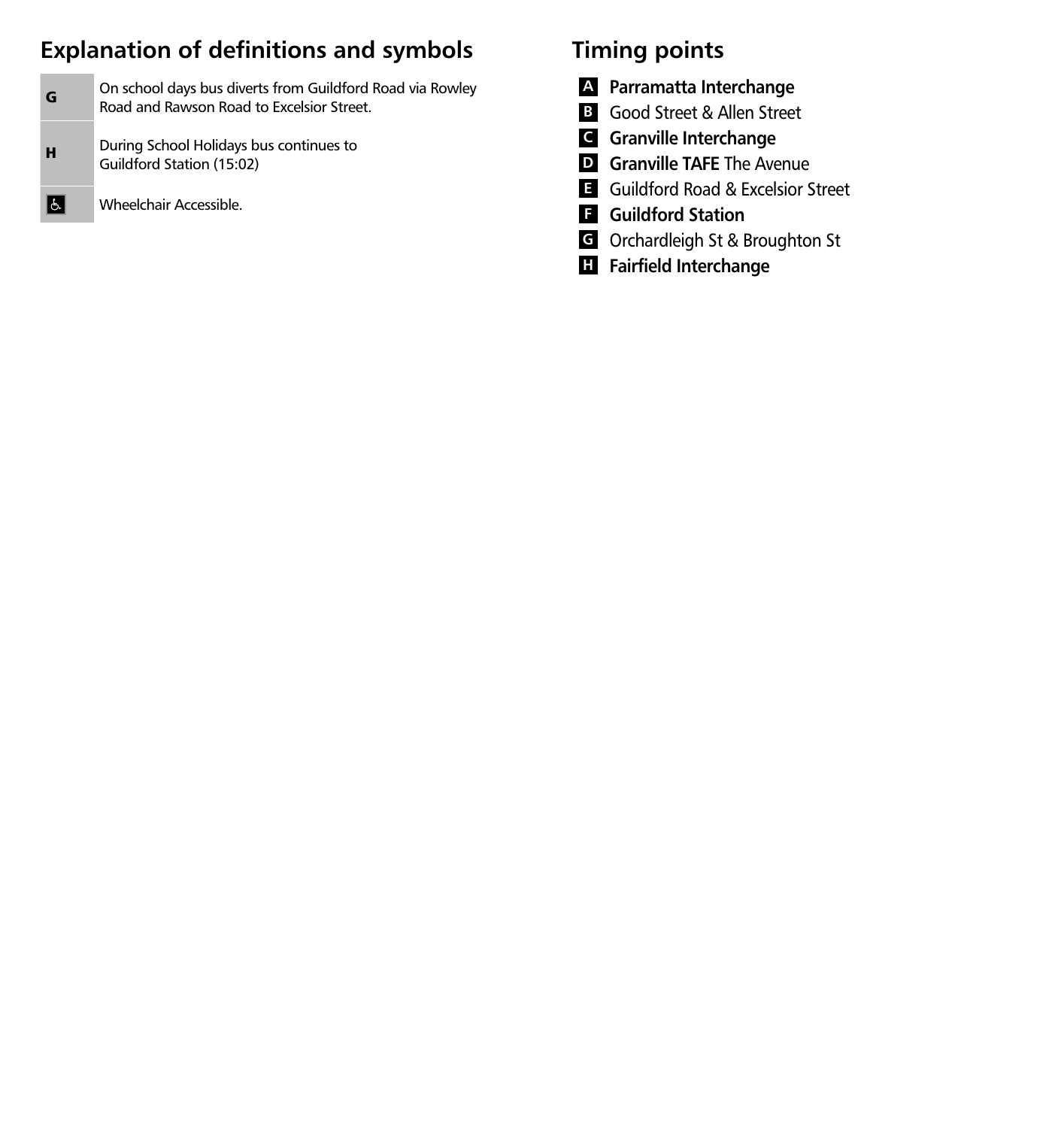## Explanation of definitions and symbols

| Symbol | Definition |
| --- | --- |
| **G** | On school days bus diverts from Guildford Road via Rowley Road and Rawson Road to Excelsior Street. |
| **H** | During School Holidays bus continues to Guildford Station (15:02) |
| ♿ | Wheelchair Accessible. |

## Timing points

- **A** **Parramatta Interchange**
- **B** Good Street & Allen Street
- **C** **Granville Interchange**
- **D** **Granville TAFE** The Avenue
- **E** Guildford Road & Excelsior Street
- **F** **Guildford Station**
- **G** Orchardleigh St & Broughton St
- **H** **Fairfield Interchange**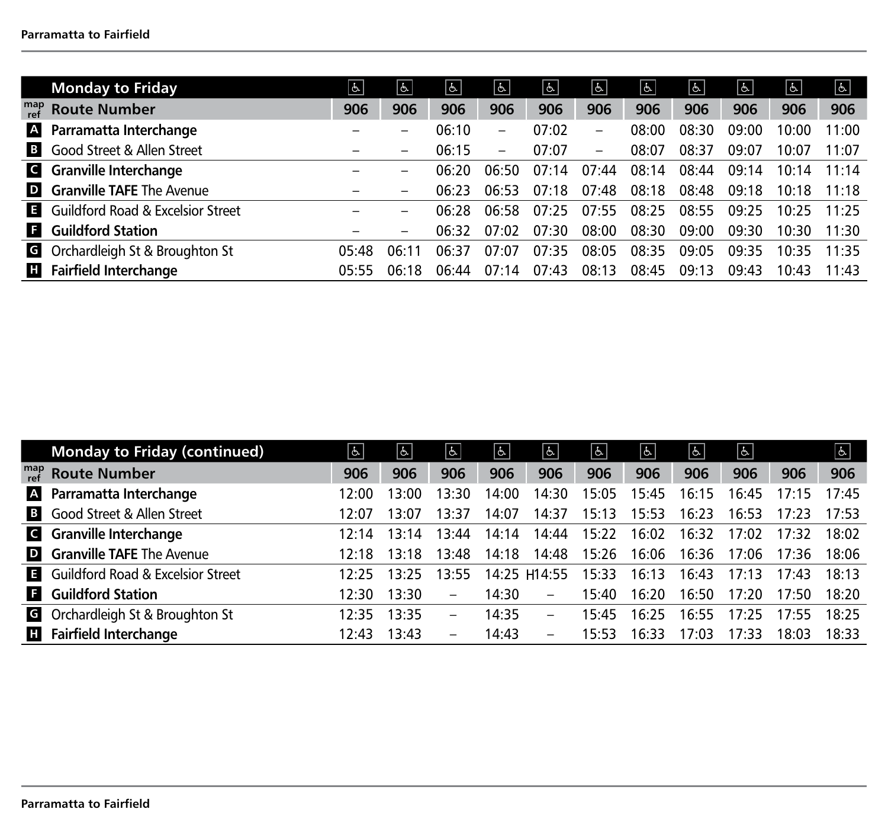| | Monday to Friday | ♿ | ♿ | ♿ | ♿ | ♿ | ♿ | ♿ | ♿ | ♿ | ♿ | ♿ |
|---|---|---|---|---|---|---|---|---|---|---|---|---|
| map ref | **Route Number** | **906** | **906** | **906** | **906** | **906** | **906** | **906** | **906** | **906** | **906** | **906** |
| A | **Parramatta Interchange** | – | – | 06:10 | – | 07:02 | – | 08:00 | 08:30 | 09:00 | 10:00 | 11:00 |
| B | Good Street & Allen Street | – | – | 06:15 | – | 07:07 | – | 08:07 | 08:37 | 09:07 | 10:07 | 11:07 |
| C | **Granville Interchange** | – | – | 06:20 | 06:50 | 07:14 | 07:44 | 08:14 | 08:44 | 09:14 | 10:14 | 11:14 |
| D | **Granville TAFE** The Avenue | – | – | 06:23 | 06:53 | 07:18 | 07:48 | 08:18 | 08:48 | 09:18 | 10:18 | 11:18 |
| E | Guildford Road & Excelsior Street | – | – | 06:28 | 06:58 | 07:25 | 07:55 | 08:25 | 08:55 | 09:25 | 10:25 | 11:25 |
| F | **Guildford Station** | – | – | 06:32 | 07:02 | 07:30 | 08:00 | 08:30 | 09:00 | 09:30 | 10:30 | 11:30 |
| G | Orchardleigh St & Broughton St | 05:48 | 06:11 | 06:37 | 07:07 | 07:35 | 08:05 | 08:35 | 09:05 | 09:35 | 10:35 | 11:35 |
| H | **Fairfield Interchange** | 05:55 | 06:18 | 06:44 | 07:14 | 07:43 | 08:13 | 08:45 | 09:13 | 09:43 | 10:43 | 11:43 |

| | Monday to Friday (continued) | ♿ | ♿ | ♿ | ♿ | ♿ | ♿ | ♿ | ♿ | ♿ | | ♿ |
|---|---|---|---|---|---|---|---|---|---|---|---|---|
| map ref | **Route Number** | **906** | **906** | **906** | **906** | **906** | **906** | **906** | **906** | **906** | **906** | **906** |
| A | **Parramatta Interchange** | 12:00 | 13:00 | 13:30 | 14:00 | 14:30 | 15:05 | 15:45 | 16:15 | 16:45 | 17:15 | 17:45 |
| B | Good Street & Allen Street | 12:07 | 13:07 | 13:37 | 14:07 | 14:37 | 15:13 | 15:53 | 16:23 | 16:53 | 17:23 | 17:53 |
| C | **Granville Interchange** | 12:14 | 13:14 | 13:44 | 14:14 | 14:44 | 15:22 | 16:02 | 16:32 | 17:02 | 17:32 | 18:02 |
| D | **Granville TAFE** The Avenue | 12:18 | 13:18 | 13:48 | 14:18 | 14:48 | 15:26 | 16:06 | 16:36 | 17:06 | 17:36 | 18:06 |
| E | Guildford Road & Excelsior Street | 12:25 | 13:25 | 13:55 | 14:25 | H14:55 | 15:33 | 16:13 | 16:43 | 17:13 | 17:43 | 18:13 |
| F | **Guildford Station** | 12:30 | 13:30 | – | 14:30 | – | 15:40 | 16:20 | 16:50 | 17:20 | 17:50 | 18:20 |
| G | Orchardleigh St & Broughton St | 12:35 | 13:35 | – | 14:35 | – | 15:45 | 16:25 | 16:55 | 17:25 | 17:55 | 18:25 |
| H | **Fairfield Interchange** | 12:43 | 13:43 | – | 14:43 | – | 15:53 | 16:33 | 17:03 | 17:33 | 18:03 | 18:33 |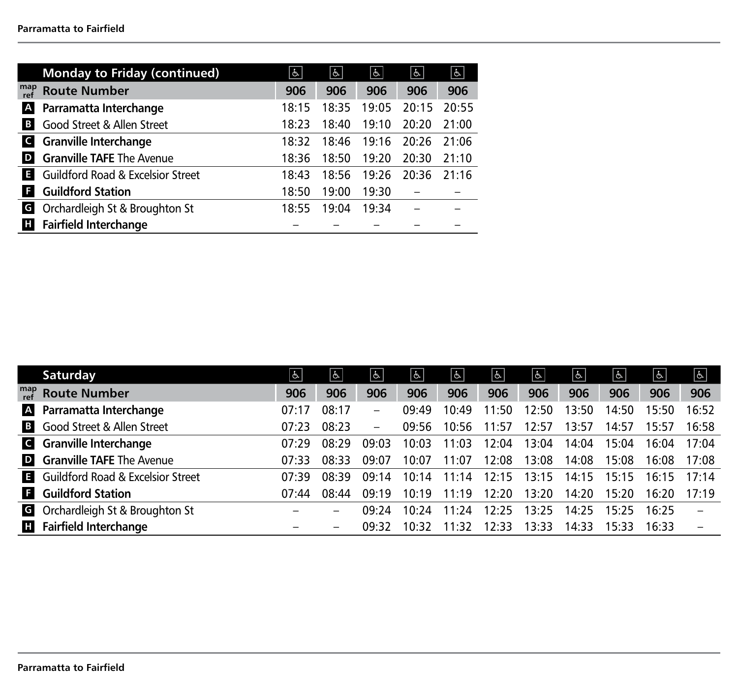## Monday to Friday (continued)

| map ref | Route Number | 906 | 906 | 906 | 906 | 906 |
|---|---|---|---|---|---|---|
| A | **Parramatta Interchange** | 18:15 | 18:35 | 19:05 | 20:15 | 20:55 |
| B | Good Street & Allen Street | 18:23 | 18:40 | 19:10 | 20:20 | 21:00 |
| C | **Granville Interchange** | 18:32 | 18:46 | 19:16 | 20:26 | 21:06 |
| D | **Granville TAFE** The Avenue | 18:36 | 18:50 | 19:20 | 20:30 | 21:10 |
| E | Guildford Road & Excelsior Street | 18:43 | 18:56 | 19:26 | 20:36 | 21:16 |
| F | **Guildford Station** | 18:50 | 19:00 | 19:30 | – | – |
| G | Orchardleigh St & Broughton St | 18:55 | 19:04 | 19:34 | – | – |
| H | **Fairfield Interchange** | – | – | – | – | – |

## Saturday

| map ref | Route Number | 906 | 906 | 906 | 906 | 906 | 906 | 906 | 906 | 906 | 906 | 906 |
|---|---|---|---|---|---|---|---|---|---|---|---|---|
| A | **Parramatta Interchange** | 07:17 | 08:17 | – | 09:49 | 10:49 | 11:50 | 12:50 | 13:50 | 14:50 | 15:50 | 16:52 |
| B | Good Street & Allen Street | 07:23 | 08:23 | – | 09:56 | 10:56 | 11:57 | 12:57 | 13:57 | 14:57 | 15:57 | 16:58 |
| C | **Granville Interchange** | 07:29 | 08:29 | 09:03 | 10:03 | 11:03 | 12:04 | 13:04 | 14:04 | 15:04 | 16:04 | 17:04 |
| D | **Granville TAFE** The Avenue | 07:33 | 08:33 | 09:07 | 10:07 | 11:07 | 12:08 | 13:08 | 14:08 | 15:08 | 16:08 | 17:08 |
| E | Guildford Road & Excelsior Street | 07:39 | 08:39 | 09:14 | 10:14 | 11:14 | 12:15 | 13:15 | 14:15 | 15:15 | 16:15 | 17:14 |
| F | **Guildford Station** | 07:44 | 08:44 | 09:19 | 10:19 | 11:19 | 12:20 | 13:20 | 14:20 | 15:20 | 16:20 | 17:19 |
| G | Orchardleigh St & Broughton St | – | – | 09:24 | 10:24 | 11:24 | 12:25 | 13:25 | 14:25 | 15:25 | 16:25 | – |
| H | **Fairfield Interchange** | – | – | 09:32 | 10:32 | 11:32 | 12:33 | 13:33 | 14:33 | 15:33 | 16:33 | – |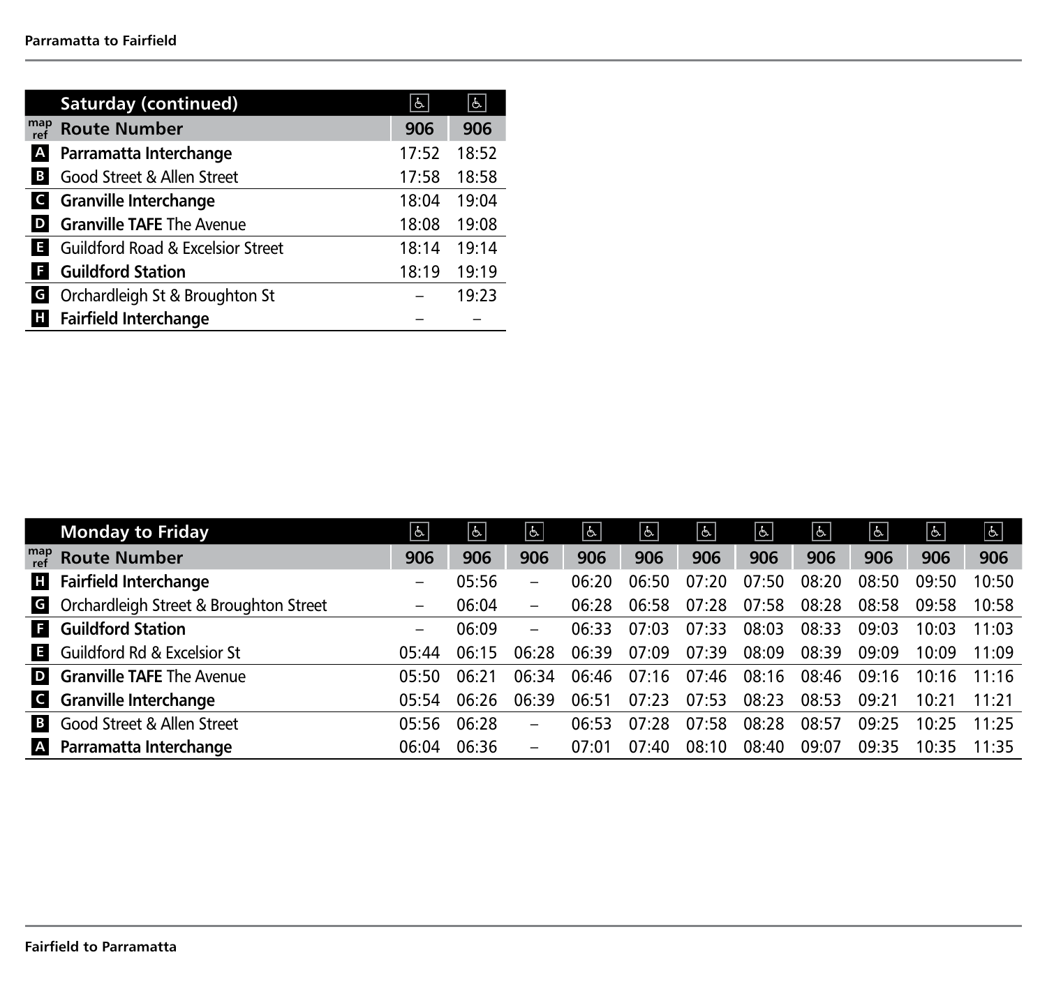## Parramatta to Fairfield

| map ref | Saturday (continued) | ♿ | ♿ |
|---|---|---|---|
| | **Route Number** | **906** | **906** |
| A | **Parramatta Interchange** | 17:52 | 18:52 |
| B | Good Street & Allen Street | 17:58 | 18:58 |
| C | **Granville Interchange** | 18:04 | 19:04 |
| D | **Granville TAFE** The Avenue | 18:08 | 19:08 |
| E | Guildford Road & Excelsior Street | 18:14 | 19:14 |
| F | **Guildford Station** | 18:19 | 19:19 |
| G | Orchardleigh St & Broughton St | – | 19:23 |
| H | **Fairfield Interchange** | – | – |

## Fairfield to Parramatta

| map ref | Monday to Friday | ♿ | ♿ | ♿ | ♿ | ♿ | ♿ | ♿ | ♿ | ♿ | ♿ | ♿ |
|---|---|---|---|---|---|---|---|---|---|---|---|---|
| | **Route Number** | **906** | **906** | **906** | **906** | **906** | **906** | **906** | **906** | **906** | **906** | **906** |
| H | **Fairfield Interchange** | – | 05:56 | – | 06:20 | 06:50 | 07:20 | 07:50 | 08:20 | 08:50 | 09:50 | 10:50 |
| G | Orchardleigh Street & Broughton Street | – | 06:04 | – | 06:28 | 06:58 | 07:28 | 07:58 | 08:28 | 08:58 | 09:58 | 10:58 |
| F | **Guildford Station** | – | 06:09 | – | 06:33 | 07:03 | 07:33 | 08:03 | 08:33 | 09:03 | 10:03 | 11:03 |
| E | Guildford Rd & Excelsior St | 05:44 | 06:15 | 06:28 | 06:39 | 07:09 | 07:39 | 08:09 | 08:39 | 09:09 | 10:09 | 11:09 |
| D | **Granville TAFE** The Avenue | 05:50 | 06:21 | 06:34 | 06:46 | 07:16 | 07:46 | 08:16 | 08:46 | 09:16 | 10:16 | 11:16 |
| C | **Granville Interchange** | 05:54 | 06:26 | 06:39 | 06:51 | 07:23 | 07:53 | 08:23 | 08:53 | 09:21 | 10:21 | 11:21 |
| B | Good Street & Allen Street | 05:56 | 06:28 | – | 06:53 | 07:28 | 07:58 | 08:28 | 08:57 | 09:25 | 10:25 | 11:25 |
| A | **Parramatta Interchange** | 06:04 | 06:36 | – | 07:01 | 07:40 | 08:10 | 08:40 | 09:07 | 09:35 | 10:35 | 11:35 |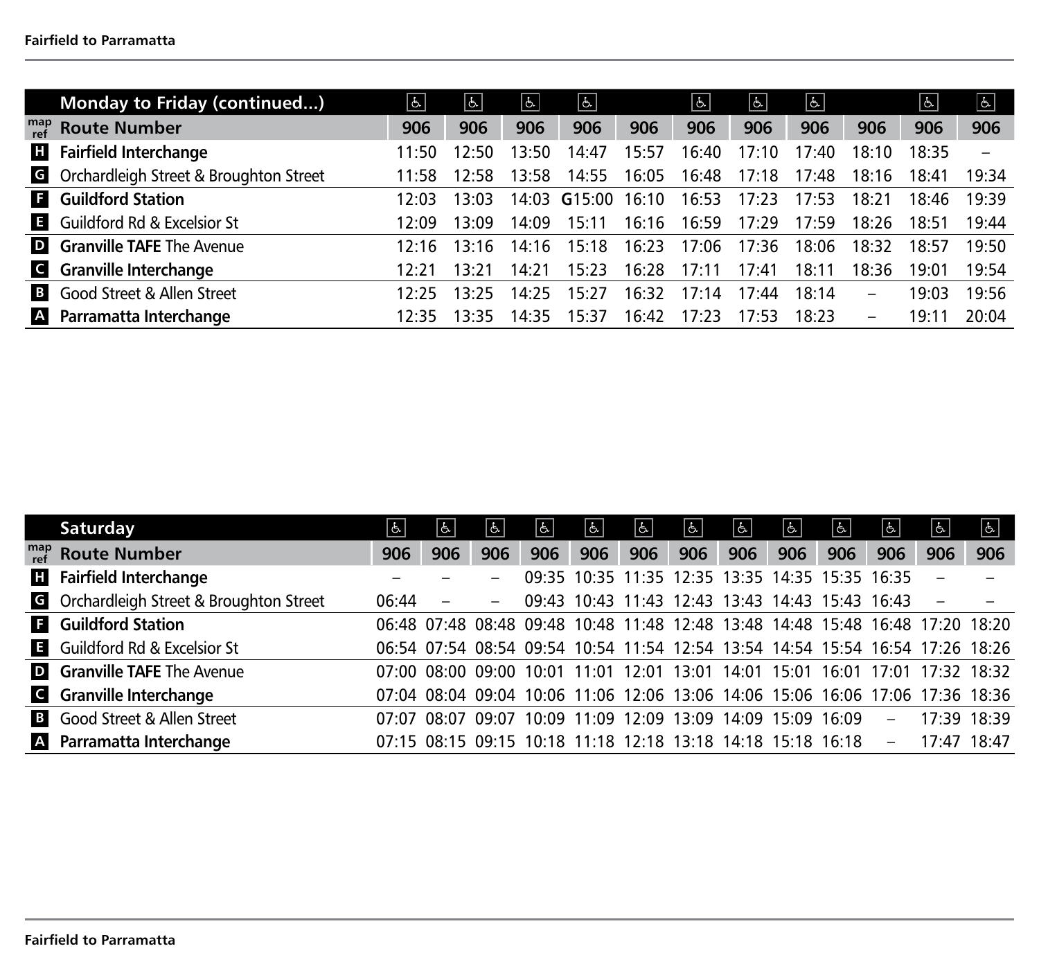## Monday to Friday (continued...)

| map ref | Route Number | 906 | 906 | 906 | 906 | 906 | 906 | 906 | 906 | 906 | 906 | 906 |
|---|---|---|---|---|---|---|---|---|---|---|---|---|
| | | ♿ | ♿ | ♿ | ♿ | | ♿ | ♿ | ♿ | | ♿ | ♿ |
| H | **Fairfield Interchange** | 11:50 | 12:50 | 13:50 | 14:47 | 15:57 | 16:40 | 17:10 | 17:40 | 18:10 | 18:35 | – |
| G | Orchardleigh Street & Broughton Street | 11:58 | 12:58 | 13:58 | 14:55 | 16:05 | 16:48 | 17:18 | 17:48 | 18:16 | 18:41 | 19:34 |
| F | **Guildford Station** | 12:03 | 13:03 | 14:03 | G15:00 | 16:10 | 16:53 | 17:23 | 17:53 | 18:21 | 18:46 | 19:39 |
| E | Guildford Rd & Excelsior St | 12:09 | 13:09 | 14:09 | 15:11 | 16:16 | 16:59 | 17:29 | 17:59 | 18:26 | 18:51 | 19:44 |
| D | **Granville TAFE** The Avenue | 12:16 | 13:16 | 14:16 | 15:18 | 16:23 | 17:06 | 17:36 | 18:06 | 18:32 | 18:57 | 19:50 |
| C | **Granville Interchange** | 12:21 | 13:21 | 14:21 | 15:23 | 16:28 | 17:11 | 17:41 | 18:11 | 18:36 | 19:01 | 19:54 |
| B | Good Street & Allen Street | 12:25 | 13:25 | 14:25 | 15:27 | 16:32 | 17:14 | 17:44 | 18:14 | – | 19:03 | 19:56 |
| A | **Parramatta Interchange** | 12:35 | 13:35 | 14:35 | 15:37 | 16:42 | 17:23 | 17:53 | 18:23 | – | 19:11 | 20:04 |

## Saturday

| map ref | Route Number | 906 | 906 | 906 | 906 | 906 | 906 | 906 | 906 | 906 | 906 | 906 | 906 | 906 |
|---|---|---|---|---|---|---|---|---|---|---|---|---|---|---|
| | | ♿ | ♿ | ♿ | ♿ | ♿ | ♿ | ♿ | ♿ | ♿ | ♿ | ♿ | ♿ | ♿ |
| H | **Fairfield Interchange** | – | – | – | 09:35 | 10:35 | 11:35 | 12:35 | 13:35 | 14:35 | 15:35 | 16:35 | – | – |
| G | Orchardleigh Street & Broughton Street | 06:44 | – | – | 09:43 | 10:43 | 11:43 | 12:43 | 13:43 | 14:43 | 15:43 | 16:43 | – | – |
| F | **Guildford Station** | 06:48 | 07:48 | 08:48 | 09:48 | 10:48 | 11:48 | 12:48 | 13:48 | 14:48 | 15:48 | 16:48 | 17:20 | 18:20 |
| E | Guildford Rd & Excelsior St | 06:54 | 07:54 | 08:54 | 09:54 | 10:54 | 11:54 | 12:54 | 13:54 | 14:54 | 15:54 | 16:54 | 17:26 | 18:26 |
| D | **Granville TAFE** The Avenue | 07:00 | 08:00 | 09:00 | 10:01 | 11:01 | 12:01 | 13:01 | 14:01 | 15:01 | 16:01 | 17:01 | 17:32 | 18:32 |
| C | **Granville Interchange** | 07:04 | 08:04 | 09:04 | 10:06 | 11:06 | 12:06 | 13:06 | 14:06 | 15:06 | 16:06 | 17:06 | 17:36 | 18:36 |
| B | Good Street & Allen Street | 07:07 | 08:07 | 09:07 | 10:09 | 11:09 | 12:09 | 13:09 | 14:09 | 15:09 | 16:09 | – | 17:39 | 18:39 |
| A | **Parramatta Interchange** | 07:15 | 08:15 | 09:15 | 10:18 | 11:18 | 12:18 | 13:18 | 14:18 | 15:18 | 16:18 | – | 17:47 | 18:47 |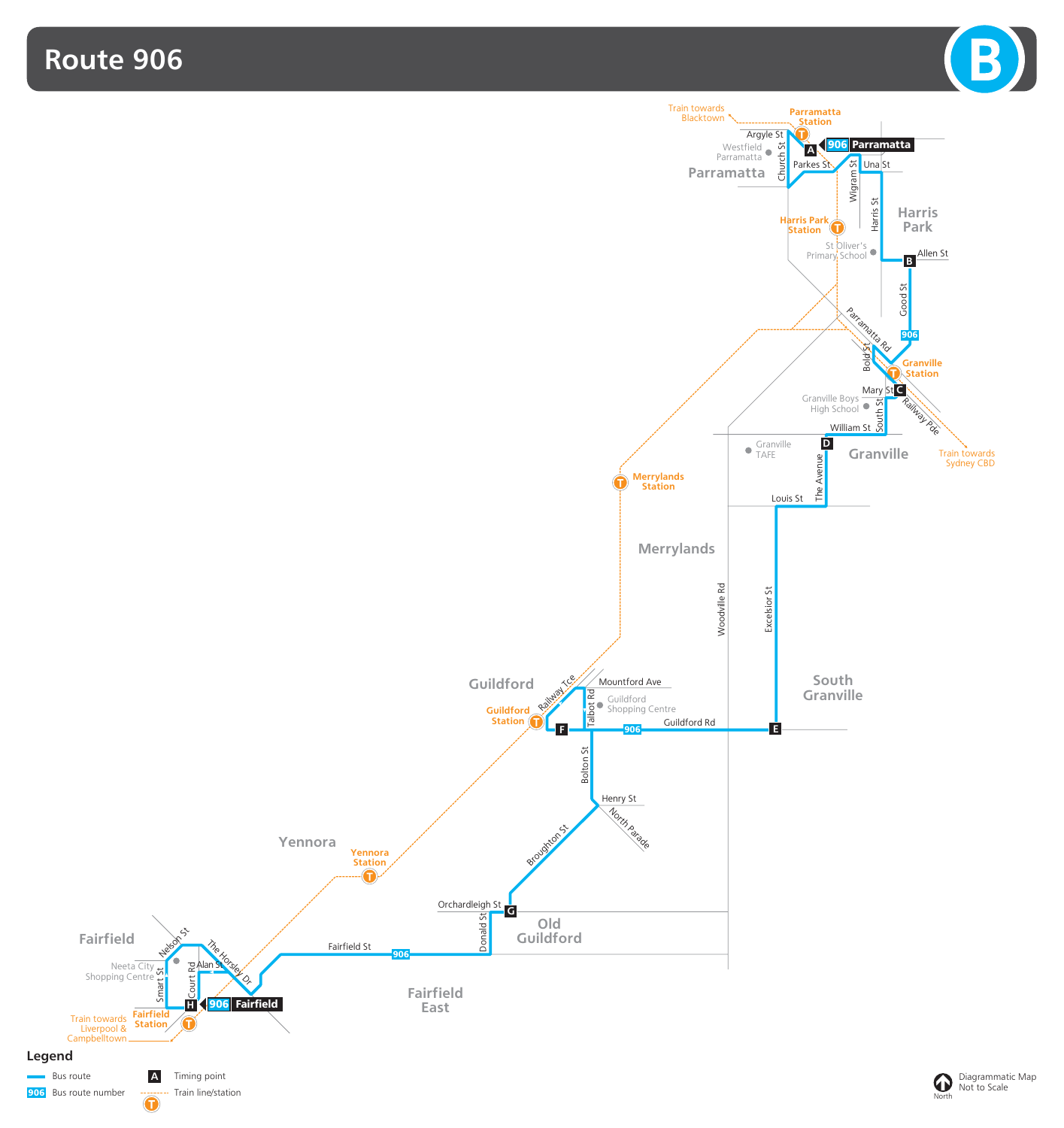# Route 906

B

Train towards Blacktown

Parramatta Station

Argyle St

906 Parramatta

A

Westfield Parramatta

Church St

Parramatta

Parkes St

Una St

Wigram St

Harris St

Harris Park

Harris Park Station

St Oliver's Primary School

B

Allen St

Good St

906

Parramatta Rd

Bold St

Granville Station

Mary St

C

Granville Boys High School

South St

Railway Pde

William St

D

Train towards Sydney CBD

Granville TAFE

Granville

The Avenue

Merrylands Station

Louis St

Merrylands

Woodville Rd

Excelsior St

South Granville

Guildford

Railway Tce

Mountford Ave

Talbot Rd

Guildford Shopping Centre

Guildford Station

F

906

Guildford Rd

E

Bolton St

Henry St

North Parade

Yennora

Yennora Station

Broughton St

Orchardleigh St

G

Old Guildford

Donald St

Fairfield

Nelson St

The Horsley Dr

Fairfield St

906

Neeta City Shopping Centre

Alan St

Smart St

Court Rd

H

906 Fairfield

Fairfield East

Train towards Liverpool & Campbelltown

Fairfield Station

## Legend

- Bus route
- 906 Bus route number
- A Timing point
- Train line/station

North

Diagrammatic Map Not to Scale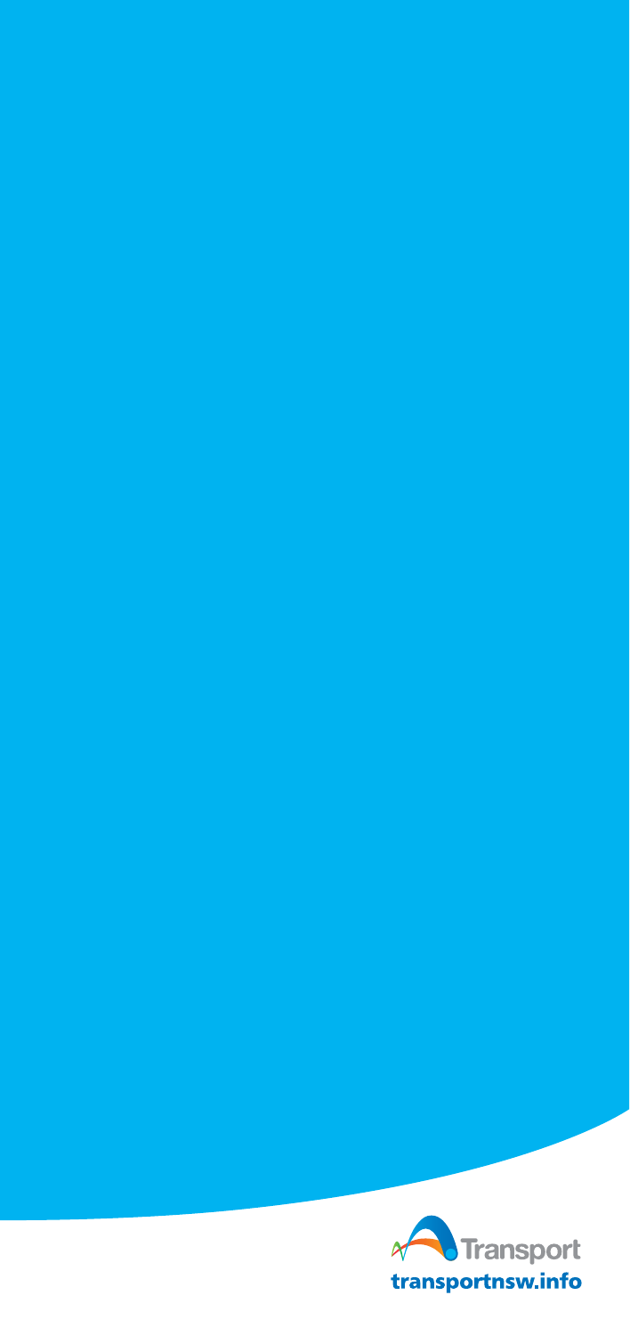Transport

transportnsw.info